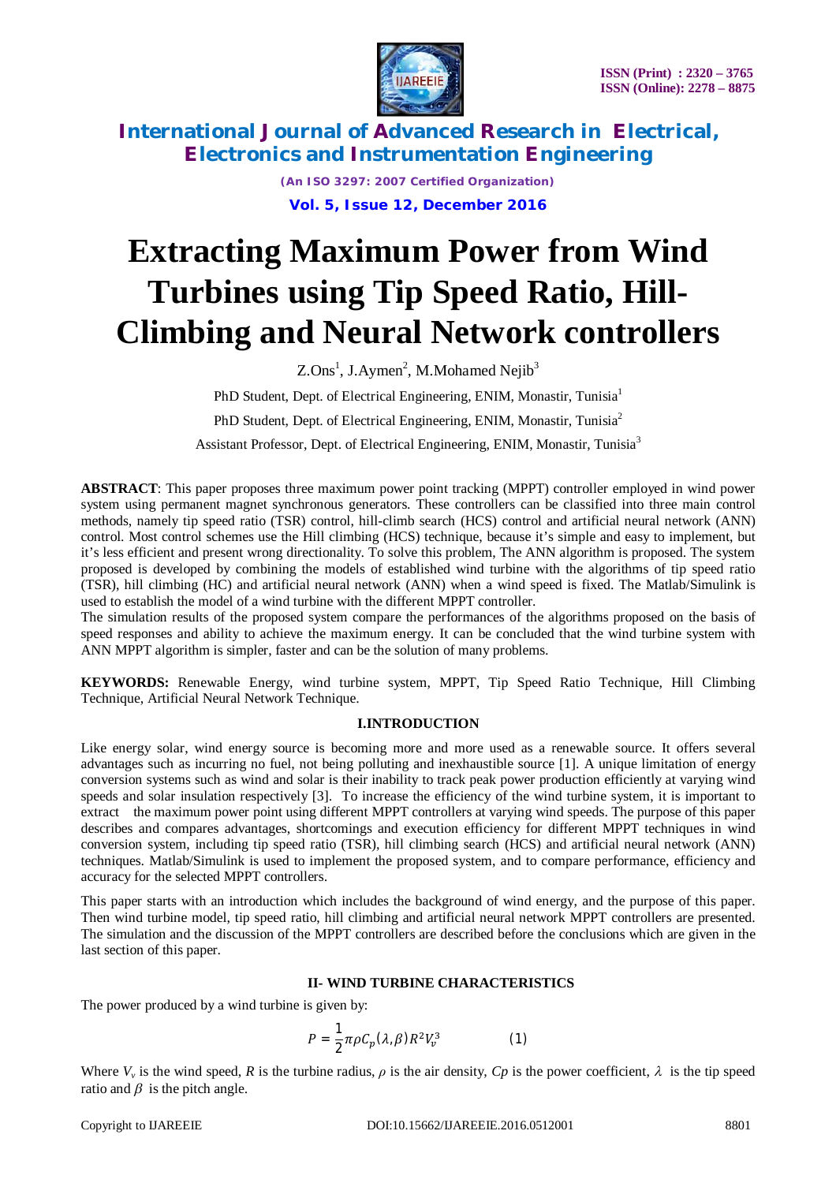# Extracting Maximum Power from Wind Turbines using Tip Speed Ratio, Hill-Climbing and Neural Network controllers

Z.Ons[1], J.Aymen[2], M.Mohamed Nejib[3]

PhD Student, Dept. of Electrical Engineering, ENIM, Monastir, Tunisia[1]

PhD Student, Dept. of Electrical Engineering, ENIM, Monastir, Tunisia[2]

Assistant Professor, Dept. of Electrical Engineering, ENIM, Monastir, Tunisia[3]

**ABSTRACT**: This paper proposes three maximum power point tracking (MPPT) controller employed in wind power system using permanent magnet synchronous generators. These controllers can be classified into three main control methods, namely tip speed ratio (TSR) control, hill-climb search (HCS) control and artificial neural network (ANN) control. Most control schemes use the Hill climbing (HCS) technique, because it's simple and easy to implement, but it's less efficient and present wrong directionality. To solve this problem, The ANN algorithm is proposed. The system proposed is developed by combining the models of established wind turbine with the algorithms of tip speed ratio (TSR), hill climbing (HC) and artificial neural network (ANN) when a wind speed is fixed. The Matlab/Simulink is used to establish the model of a wind turbine with the different MPPT controller.

The simulation results of the proposed system compare the performances of the algorithms proposed on the basis of speed responses and ability to achieve the maximum energy. It can be concluded that the wind turbine system with ANN MPPT algorithm is simpler, faster and can be the solution of many problems.

**KEYWORDS:** Renewable Energy, wind turbine system, MPPT, Tip Speed Ratio Technique, Hill Climbing Technique, Artificial Neural Network Technique.

## I.INTRODUCTION

Like energy solar, wind energy source is becoming more and more used as a renewable source. It offers several advantages such as incurring no fuel, not being polluting and inexhaustible source [1]. A unique limitation of energy conversion systems such as wind and solar is their inability to track peak power production efficiently at varying wind speeds and solar insulation respectively [3]. To increase the efficiency of the wind turbine system, it is important to extract the maximum power point using different MPPT controllers at varying wind speeds. The purpose of this paper describes and compares advantages, shortcomings and execution efficiency for different MPPT techniques in wind conversion system, including tip speed ratio (TSR), hill climbing search (HCS) and artificial neural network (ANN) techniques. Matlab/Simulink is used to implement the proposed system, and to compare performance, efficiency and accuracy for the selected MPPT controllers.

This paper starts with an introduction which includes the background of wind energy, and the purpose of this paper. Then wind turbine model, tip speed ratio, hill climbing and artificial neural network MPPT controllers are presented. The simulation and the discussion of the MPPT controllers are described before the conclusions which are given in the last section of this paper.

## II- WIND TURBINE CHARACTERISTICS

The power produced by a wind turbine is given by:

$$P = \frac{1}{2}\pi\rho C_p(\lambda,\beta)R^2V_v^3 \qquad (1)$$

Where $V_v$ is the wind speed, $R$ is the turbine radius, $\rho$ is the air density, $Cp$ is the power coefficient, $\lambda$ is the tip speed ratio and $\beta$ is the pitch angle.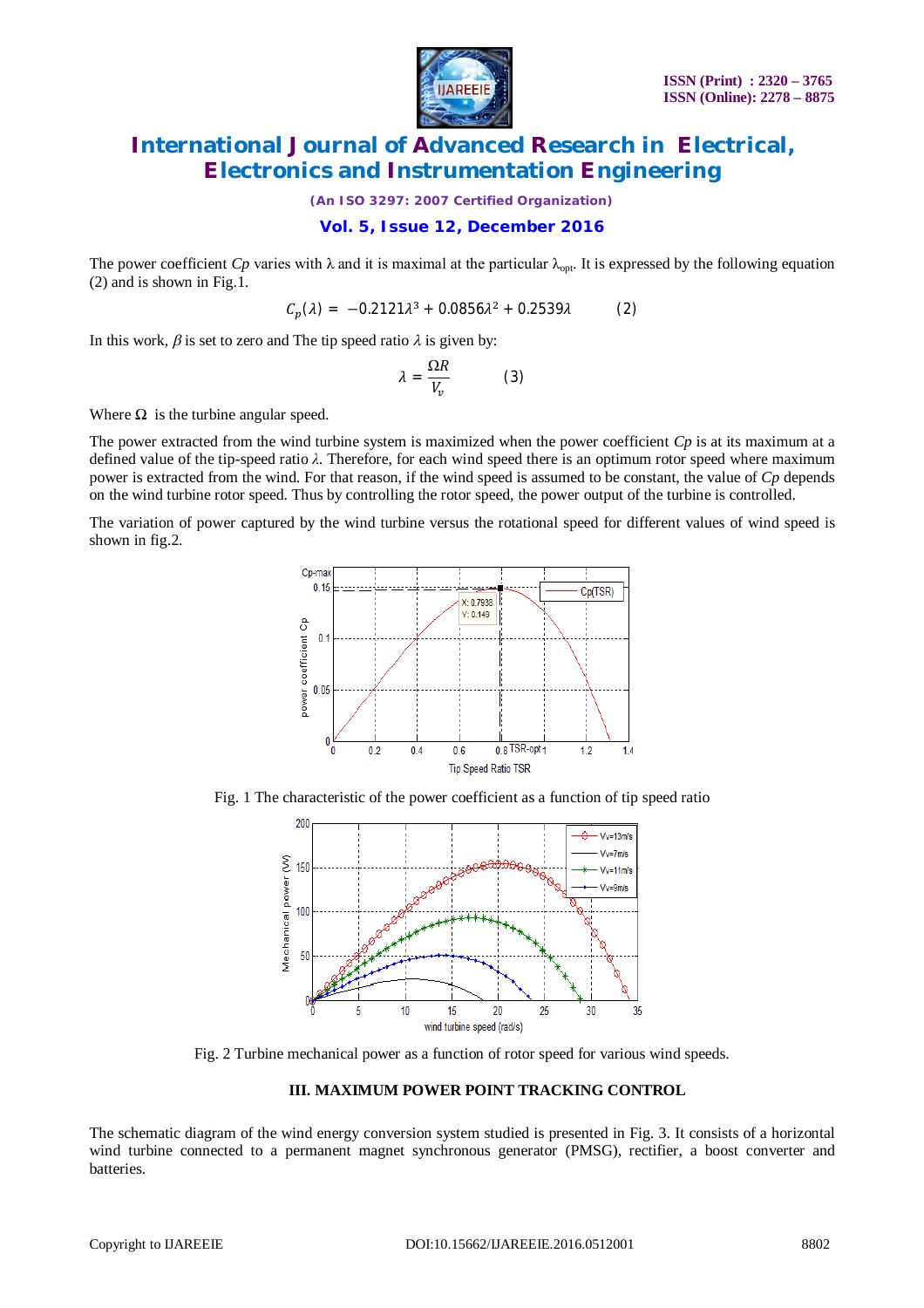The power coefficient *Cp* varies with $\lambda$ and it is maximal at the particular $\lambda_{opt}$. It is expressed by the following equation (2) and is shown in Fig.1.

$$C_p(\lambda) = -0.2121\lambda^3 + 0.0856\lambda^2 + 0.2539\lambda \qquad (2)$$

In this work, $\beta$ is set to zero and The tip speed ratio $\lambda$ is given by:

$$\lambda = \frac{\Omega R}{V_v} \qquad (3)$$

Where $\Omega$ is the turbine angular speed.

The power extracted from the wind turbine system is maximized when the power coefficient *Cp* is at its maximum at a defined value of the tip-speed ratio $\lambda$. Therefore, for each wind speed there is an optimum rotor speed where maximum power is extracted from the wind. For that reason, if the wind speed is assumed to be constant, the value of *Cp* depends on the wind turbine rotor speed. Thus by controlling the rotor speed, the power output of the turbine is controlled.

The variation of power captured by the wind turbine versus the rotational speed for different values of wind speed is shown in fig.2.

Fig. 1 The characteristic of the power coefficient as a function of tip speed ratio

Fig. 2 Turbine mechanical power as a function of rotor speed for various wind speeds.

### III. MAXIMUM POWER POINT TRACKING CONTROL

The schematic diagram of the wind energy conversion system studied is presented in Fig. 3. It consists of a horizontal wind turbine connected to a permanent magnet synchronous generator (PMSG), rectifier, a boost converter and batteries.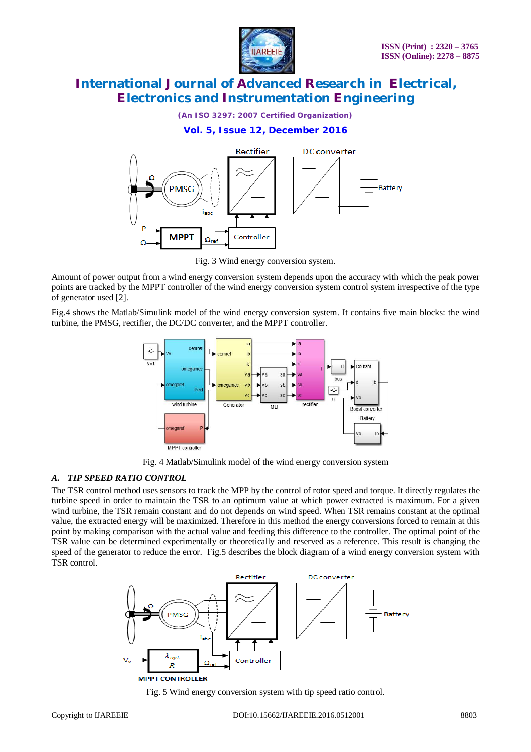Fig. 3 Wind energy conversion system.

Amount of power output from a wind energy conversion system depends upon the accuracy with which the peak power points are tracked by the MPPT controller of the wind energy conversion system control system irrespective of the type of generator used [2].

Fig.4 shows the Matlab/Simulink model of the wind energy conversion system. It contains five main blocks: the wind turbine, the PMSG, rectifier, the DC/DC converter, and the MPPT controller.

Fig. 4 Matlab/Simulink model of the wind energy conversion system

### *A. TIP SPEED RATIO CONTROL*

The TSR control method uses sensors to track the MPP by the control of rotor speed and torque. It directly regulates the turbine speed in order to maintain the TSR to an optimum value at which power extracted is maximum. For a given wind turbine, the TSR remain constant and do not depends on wind speed. When TSR remains constant at the optimal value, the extracted energy will be maximized. Therefore in this method the energy conversions forced to remain at this point by making comparison with the actual value and feeding this difference to the controller. The optimal point of the TSR value can be determined experimentally or theoretically and reserved as a reference. This result is changing the speed of the generator to reduce the error. Fig.5 describes the block diagram of a wind energy conversion system with TSR control.

Fig. 5 Wind energy conversion system with tip speed ratio control.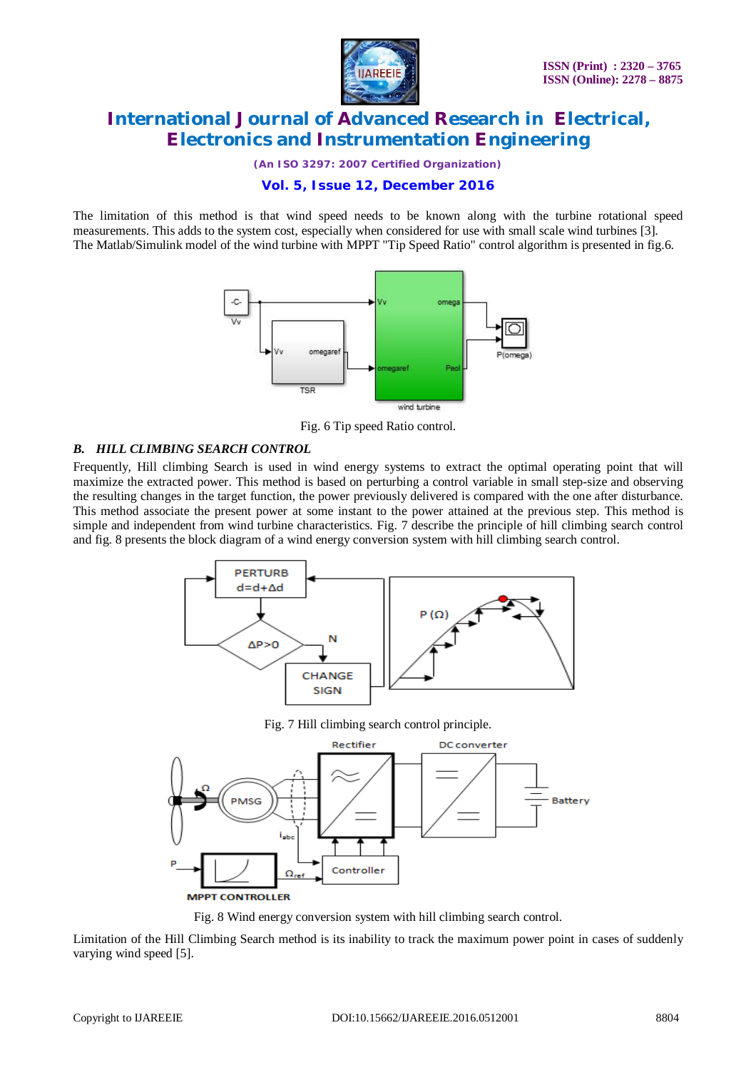The limitation of this method is that wind speed needs to be known along with the turbine rotational speed measurements. This adds to the system cost, especially when considered for use with small scale wind turbines [3].
The Matlab/Simulink model of the wind turbine with MPPT "Tip Speed Ratio" control algorithm is presented in fig.6.

Fig. 6 Tip speed Ratio control.

### B. HILL CLIMBING SEARCH CONTROL

Frequently, Hill climbing Search is used in wind energy systems to extract the optimal operating point that will maximize the extracted power. This method is based on perturbing a control variable in small step-size and observing the resulting changes in the target function, the power previously delivered is compared with the one after disturbance. This method associate the present power at some instant to the power attained at the previous step. This method is simple and independent from wind turbine characteristics. Fig. 7 describe the principle of hill climbing search control and fig. 8 presents the block diagram of a wind energy conversion system with hill climbing search control.

Fig. 7 Hill climbing search control principle.

Fig. 8 Wind energy conversion system with hill climbing search control.

Limitation of the Hill Climbing Search method is its inability to track the maximum power point in cases of suddenly varying wind speed [5].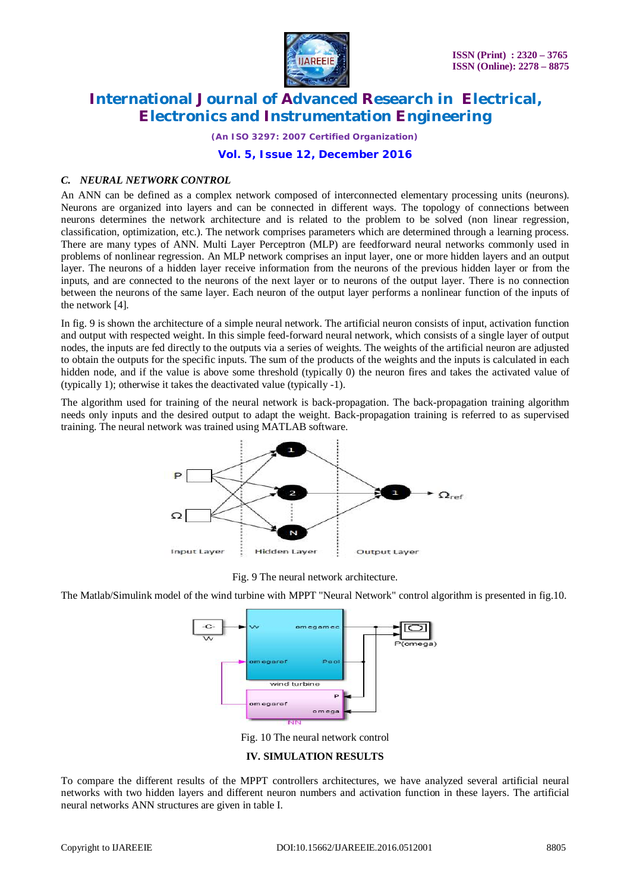### C. NEURAL NETWORK CONTROL

An ANN can be defined as a complex network composed of interconnected elementary processing units (neurons). Neurons are organized into layers and can be connected in different ways. The topology of connections between neurons determines the network architecture and is related to the problem to be solved (non linear regression, classification, optimization, etc.). The network comprises parameters which are determined through a learning process. There are many types of ANN. Multi Layer Perceptron (MLP) are feedforward neural networks commonly used in problems of nonlinear regression. An MLP network comprises an input layer, one or more hidden layers and an output layer. The neurons of a hidden layer receive information from the neurons of the previous hidden layer or from the inputs, and are connected to the neurons of the next layer or to neurons of the output layer. There is no connection between the neurons of the same layer. Each neuron of the output layer performs a nonlinear function of the inputs of the network [4].

In fig. 9 is shown the architecture of a simple neural network. The artificial neuron consists of input, activation function and output with respected weight. In this simple feed-forward neural network, which consists of a single layer of output nodes, the inputs are fed directly to the outputs via a series of weights. The weights of the artificial neuron are adjusted to obtain the outputs for the specific inputs. The sum of the products of the weights and the inputs is calculated in each hidden node, and if the value is above some threshold (typically 0) the neuron fires and takes the activated value of (typically 1); otherwise it takes the deactivated value (typically -1).

The algorithm used for training of the neural network is back-propagation. The back-propagation training algorithm needs only inputs and the desired output to adapt the weight. Back-propagation training is referred to as supervised training. The neural network was trained using MATLAB software.

Fig. 9 The neural network architecture.

The Matlab/Simulink model of the wind turbine with MPPT "Neural Network" control algorithm is presented in fig.10.

Fig. 10 The neural network control

## IV. SIMULATION RESULTS

To compare the different results of the MPPT controllers architectures, we have analyzed several artificial neural networks with two hidden layers and different neuron numbers and activation function in these layers. The artificial neural networks ANN structures are given in table I.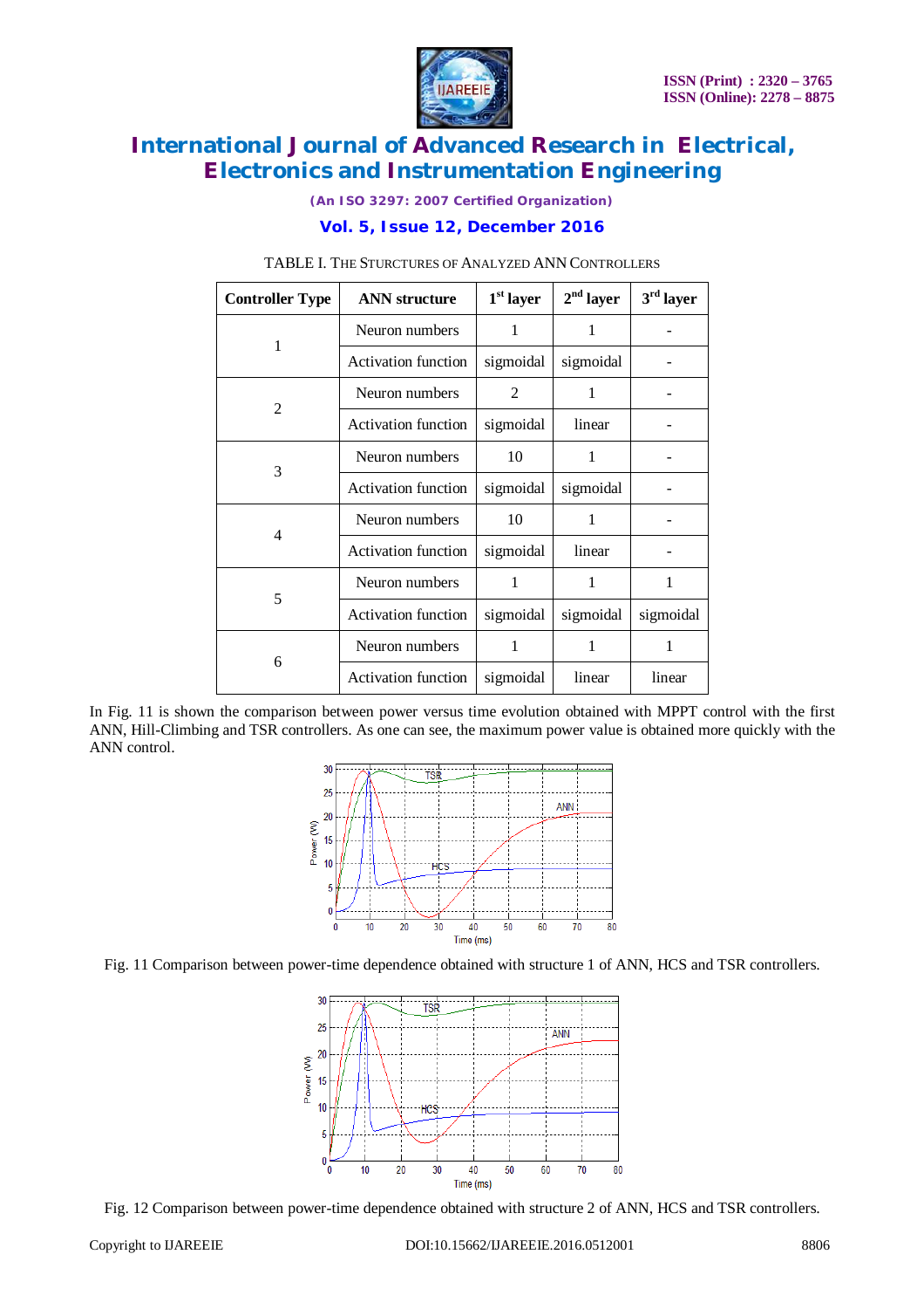TABLE I. THE STURCTURES OF ANALYZED ANN CONTROLLERS

| Controller Type | ANN structure | 1st layer | 2nd layer | 3rd layer |
|---|---|---|---|---|
| 1 | Neuron numbers | 1 | 1 | - |
| | Activation function | sigmoidal | sigmoidal | - |
| 2 | Neuron numbers | 2 | 1 | - |
| | Activation function | sigmoidal | linear | - |
| 3 | Neuron numbers | 10 | 1 | - |
| | Activation function | sigmoidal | sigmoidal | - |
| 4 | Neuron numbers | 10 | 1 | - |
| | Activation function | sigmoidal | linear | - |
| 5 | Neuron numbers | 1 | 1 | 1 |
| | Activation function | sigmoidal | sigmoidal | sigmoidal |
| 6 | Neuron numbers | 1 | 1 | 1 |
| | Activation function | sigmoidal | linear | linear |

In Fig. 11 is shown the comparison between power versus time evolution obtained with MPPT control with the first ANN, Hill-Climbing and TSR controllers. As one can see, the maximum power value is obtained more quickly with the ANN control.

Fig. 11 Comparison between power-time dependence obtained with structure 1 of ANN, HCS and TSR controllers.

Fig. 12 Comparison between power-time dependence obtained with structure 2 of ANN, HCS and TSR controllers.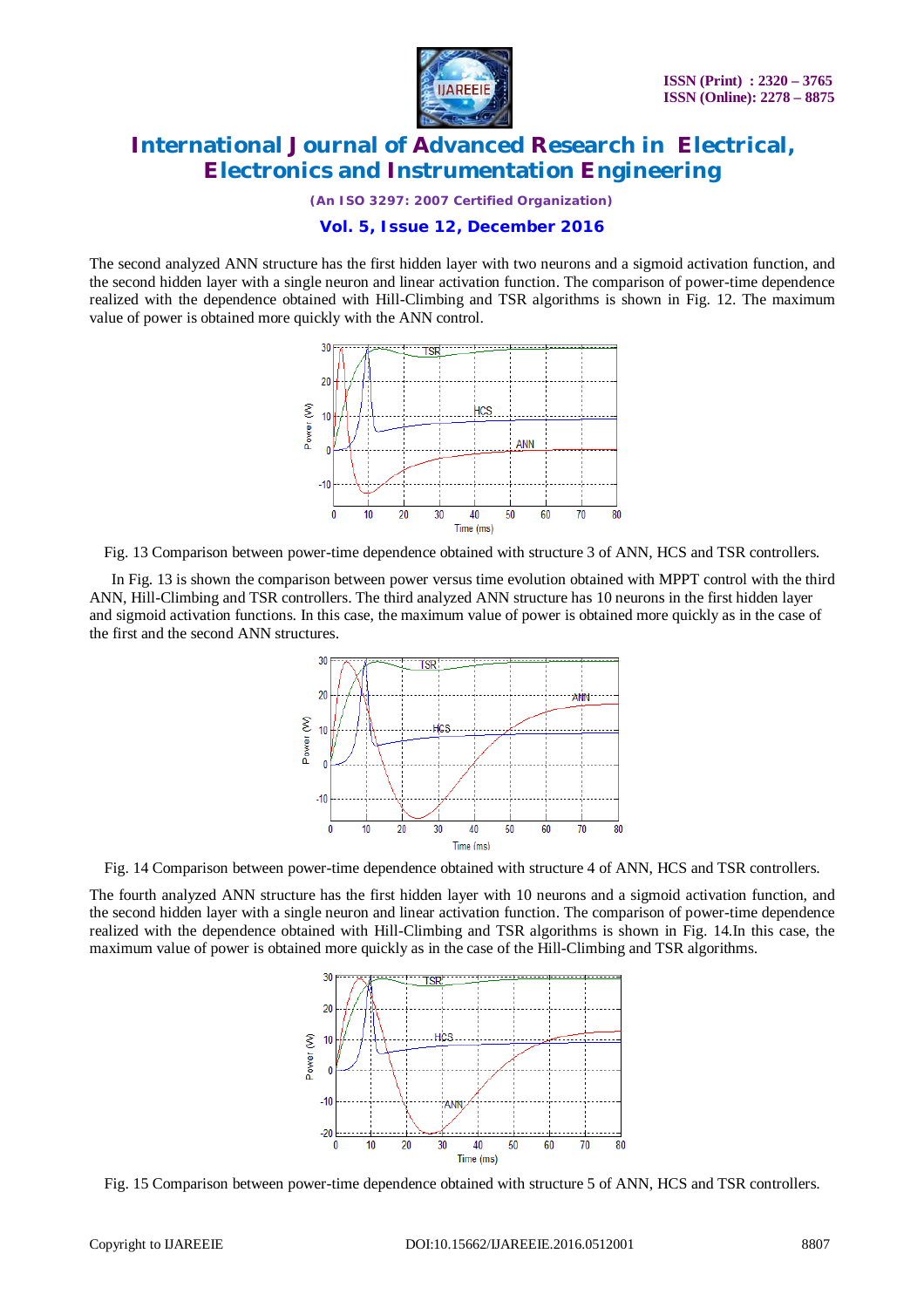The second analyzed ANN structure has the first hidden layer with two neurons and a sigmoid activation function, and the second hidden layer with a single neuron and linear activation function. The comparison of power-time dependence realized with the dependence obtained with Hill-Climbing and TSR algorithms is shown in Fig. 12. The maximum value of power is obtained more quickly with the ANN control.

Fig. 13 Comparison between power-time dependence obtained with structure 3 of ANN, HCS and TSR controllers.

In Fig. 13 is shown the comparison between power versus time evolution obtained with MPPT control with the third ANN, Hill-Climbing and TSR controllers. The third analyzed ANN structure has 10 neurons in the first hidden layer and sigmoid activation functions. In this case, the maximum value of power is obtained more quickly as in the case of the first and the second ANN structures.

Fig. 14 Comparison between power-time dependence obtained with structure 4 of ANN, HCS and TSR controllers.

The fourth analyzed ANN structure has the first hidden layer with 10 neurons and a sigmoid activation function, and the second hidden layer with a single neuron and linear activation function. The comparison of power-time dependence realized with the dependence obtained with Hill-Climbing and TSR algorithms is shown in Fig. 14.In this case, the maximum value of power is obtained more quickly as in the case of the Hill-Climbing and TSR algorithms.

Fig. 15 Comparison between power-time dependence obtained with structure 5 of ANN, HCS and TSR controllers.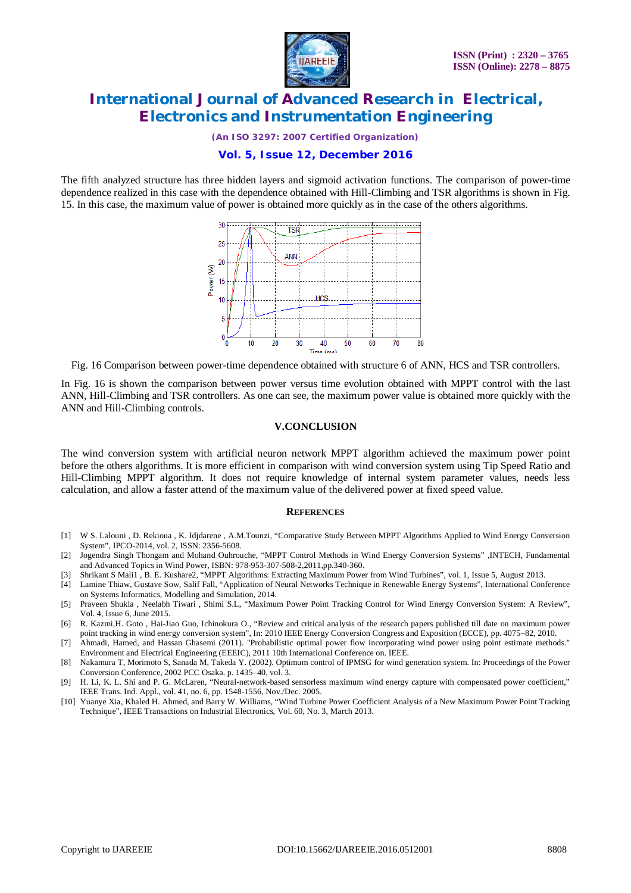The fifth analyzed structure has three hidden layers and sigmoid activation functions. The comparison of power-time dependence realized in this case with the dependence obtained with Hill-Climbing and TSR algorithms is shown in Fig. 15. In this case, the maximum value of power is obtained more quickly as in the case of the others algorithms.

30
25
20
15
10
5
0
Power (W)
0 10 20 30 40 50 60 70 80
Time (ms)
TSR
ANN
HCS

Fig. 16 Comparison between power-time dependence obtained with structure 6 of ANN, HCS and TSR controllers.

In Fig. 16 is shown the comparison between power versus time evolution obtained with MPPT control with the last ANN, Hill-Climbing and TSR controllers. As one can see, the maximum power value is obtained more quickly with the ANN and Hill-Climbing controls.

## V.CONCLUSION

The wind conversion system with artificial neuron network MPPT algorithm achieved the maximum power point before the others algorithms. It is more efficient in comparison with wind conversion system using Tip Speed Ratio and Hill-Climbing MPPT algorithm. It does not require knowledge of internal system parameter values, needs less calculation, and allow a faster attend of the maximum value of the delivered power at fixed speed value.

## REFERENCES

[1] W S. Lalouni , D. Rekioua , K. Idjdarene , A.M.Tounzi, "Comparative Study Between MPPT Algorithms Applied to Wind Energy Conversion System", IPCO-2014, vol. 2, ISSN: 2356-5608.

[2] Jogendra Singh Thongam and Mohand Ouhrouche, "MPPT Control Methods in Wind Energy Conversion Systems" ,INTECH, Fundamental and Advanced Topics in Wind Power, ISBN: 978-953-307-508-2,2011,pp.340-360.

[3] Shrikant S Mali1 , B. E. Kushare2, "MPPT Algorithms: Extracting Maximum Power from Wind Turbines", vol. 1, Issue 5, August 2013.

[4] Lamine Thiaw, Gustave Sow, Salif Fall, "Application of Neural Networks Technique in Renewable Energy Systems", International Conference on Systems Informatics, Modelling and Simulation, 2014.

[5] Praveen Shukla , Neelabh Tiwari , Shimi S.L, "Maximum Power Point Tracking Control for Wind Energy Conversion System: A Review", Vol. 4, Issue 6, June 2015.

[6] R. Kazmi,H. Goto , Hai-Jiao Guo, Ichinokura O., "Review and critical analysis of the research papers published till date on maximum power point tracking in wind energy conversion system", In: 2010 IEEE Energy Conversion Congress and Exposition (ECCE), pp. 4075–82, 2010.

[7] Ahmadi, Hamed, and Hassan Ghasemi (2011). "Probabilistic optimal power flow incorporating wind power using point estimate methods." Environment and Electrical Engineering (EEEIC), 2011 10th International Conference on. IEEE.

[8] Nakamura T, Morimoto S, Sanada M, Takeda Y. (2002). Optimum control of IPMSG for wind generation system. In: Proceedings of the Power Conversion Conference, 2002 PCC Osaka. p. 1435–40, vol. 3.

[9] H. Li, K. L. Shi and P. G. McLaren, "Neural-network-based sensorless maximum wind energy capture with compensated power coefficient," IEEE Trans. Ind. Appl., vol. 41, no. 6, pp. 1548-1556, Nov./Dec. 2005.

[10] Yuanye Xia, Khaled H. Ahmed, and Barry W. Williams, "Wind Turbine Power Coefficient Analysis of a New Maximum Power Point Tracking Technique", IEEE Transactions on Industrial Electronics, Vol. 60, No. 3, March 2013.